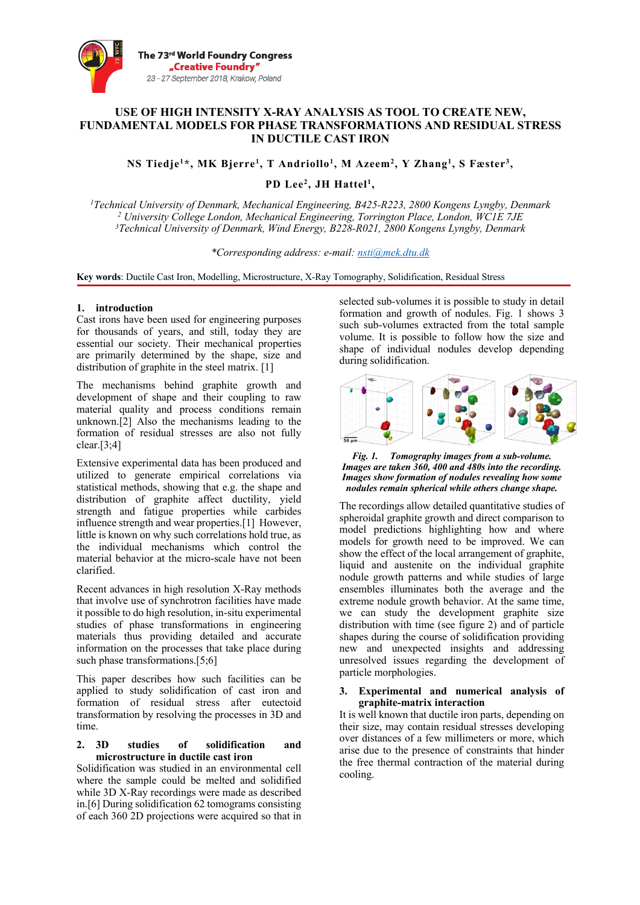# USE OF HIGH INTENSITY X-RAY ANALYSIS AS TOOL TO CREATE NEW, FUNDAMENTAL MODELS FOR PHASE TRANSFORMATIONS AND RESIDUAL STRESS IN DUCTILE CAST IRON

**NS Tiedje[1]*, MK Bjerre[1], T Andriollo[1], M Azeem[2], Y Zhang[1], S Fæster[3], PD Lee[2], JH Hattel[1],**

*[1]Technical University of Denmark, Mechanical Engineering, B425-R223, 2800 Kongens Lyngby, Denmark*
*[2] University College London, Mechanical Engineering, Torrington Place, London, WC1E 7JE*
*[3]Technical University of Denmark, Wind Energy, B228-R021, 2800 Kongens Lyngby, Denmark*

*\*Corresponding address: e-mail: nsti@mek.dtu.dk*

**Key words**: Ductile Cast Iron, Modelling, Microstructure, X-Ray Tomography, Solidification, Residual Stress

## 1. introduction

Cast irons have been used for engineering purposes for thousands of years, and still, today they are essential our society. Their mechanical properties are primarily determined by the shape, size and distribution of graphite in the steel matrix. [1]

The mechanisms behind graphite growth and development of shape and their coupling to raw material quality and process conditions remain unknown.[2] Also the mechanisms leading to the formation of residual stresses are also not fully clear.[3;4]

Extensive experimental data has been produced and utilized to generate empirical correlations via statistical methods, showing that e.g. the shape and distribution of graphite affect ductility, yield strength and fatigue properties while carbides influence strength and wear properties.[1] However, little is known on why such correlations hold true, as the individual mechanisms which control the material behavior at the micro-scale have not been clarified.

Recent advances in high resolution X-Ray methods that involve use of synchrotron facilities have made it possible to do high resolution, in-situ experimental studies of phase transformations in engineering materials thus providing detailed and accurate information on the processes that take place during such phase transformations.[5;6]

This paper describes how such facilities can be applied to study solidification of cast iron and formation of residual stress after eutectoid transformation by resolving the processes in 3D and time.

## 2. 3D studies of solidification and microstructure in ductile cast iron

Solidification was studied in an environmental cell where the sample could be melted and solidified while 3D X-Ray recordings were made as described in.[6] During solidification 62 tomograms consisting of each 360 2D projections were acquired so that in selected sub-volumes it is possible to study in detail formation and growth of nodules. Fig. 1 shows 3 such sub-volumes extracted from the total sample volume. It is possible to follow how the size and shape of individual nodules develop depending during solidification.

***Fig. 1. Tomography images from a sub-volume. Images are taken 360, 400 and 480s into the recording. Images show formation of nodules revealing how some nodules remain spherical while others change shape.***

The recordings allow detailed quantitative studies of spheroidal graphite growth and direct comparison to model predictions highlighting how and where models for growth need to be improved. We can show the effect of the local arrangement of graphite, liquid and austenite on the individual graphite nodule growth patterns and while studies of large ensembles illuminates both the average and the extreme nodule growth behavior. At the same time, we can study the development graphite size distribution with time (see figure 2) and of particle shapes during the course of solidification providing new and unexpected insights and addressing unresolved issues regarding the development of particle morphologies.

## 3. Experimental and numerical analysis of graphite-matrix interaction

It is well known that ductile iron parts, depending on their size, may contain residual stresses developing over distances of a few millimeters or more, which arise due to the presence of constraints that hinder the free thermal contraction of the material during cooling.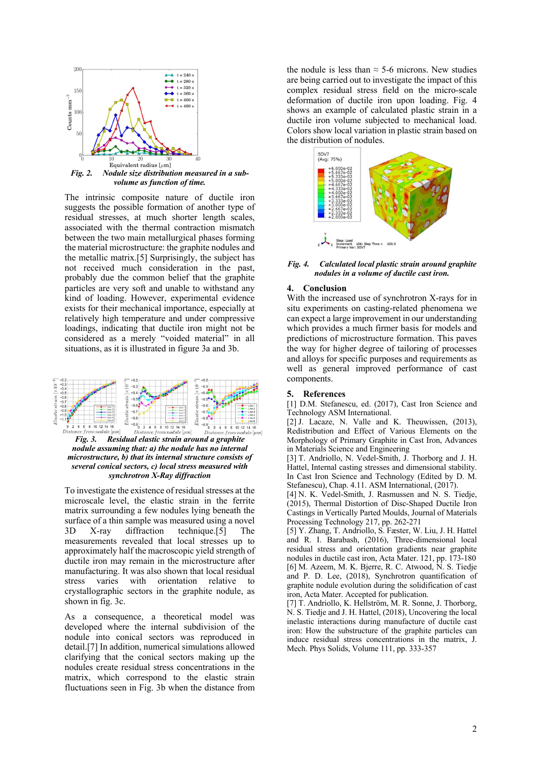200

150

100

50

0

Counts mm⁻³

10 20 30 40

Equivalent radius [μm]

t = 240 s
t = 280 s
t = 320 s
t = 360 s
t = 400 s
t = 480 s

***Fig. 2.** Nodule size distribution measured in a sub-volume as function of time.*

The intrinsic composite nature of ductile iron suggests the possible formation of another type of residual stresses, at much shorter length scales, associated with the thermal contraction mismatch between the two main metallurgical phases forming the material microstructure: the graphite nodules and the metallic matrix.[5] Surprisingly, the subject has not received much consideration in the past, probably due the common belief that the graphite particles are very soft and unable to withstand any kind of loading. However, experimental evidence exists for their mechanical importance, especially at relatively high temperature and under compressive loadings, indicating that ductile iron might not be considered as a merely "voided material" in all situations, as it is illustrated in figure 3a and 3b.

Elastic strain [×10⁻³]

Distance from nodule [μm]

***Fig. 3.** Residual elastic strain around a graphite nodule assuming that: a) the nodule has no internal microstructure, b) that its internal structure consists of several conical sectors, c) local stress measured with synchrotron X-Ray diffraction*

To investigate the existence of residual stresses at the microscale level, the elastic strain in the ferrite matrix surrounding a few nodules lying beneath the surface of a thin sample was measured using a novel 3D X-ray diffraction technique.[5] The measurements revealed that local stresses up to approximately half the macroscopic yield strength of ductile iron may remain in the microstructure after manufacturing. It was also shown that local residual stress varies with orientation relative to crystallographic sectors in the graphite nodule, as shown in fig. 3c.

As a consequence, a theoretical model was developed where the internal subdivision of the nodule into conical sectors was reproduced in detail.[7] In addition, numerical simulations allowed clarifying that the conical sectors making up the nodules create residual stress concentrations in the matrix, which correspond to the elastic strain fluctuations seen in Fig. 3b when the distance from the nodule is less than ≈ 5-6 microns. New studies are being carried out to investigate the impact of this complex residual stress field on the micro-scale deformation of ductile iron upon loading. Fig. 4 shows an example of calculated plastic strain in a ductile iron volume subjected to mechanical load. Colors show local variation in plastic strain based on the distribution of nodules.

SDV7
(Avg: 75%)
+6.000e-02
+5.667e-02
+5.333e-02
+5.000e-02
+4.667e-02
+4.333e-02
+4.000e-02
+3.667e-02
+3.333e-02
+3.000e-02
+2.667e-02
+2.333e-02
+2.000e-02

Step: Load
Increment 106: Step Time = 100.0
Primary Var: SDV7

***Fig. 4.** Calculated local plastic strain around graphite nodules in a volume of ductile cast iron.*

## 4. Conclusion

With the increased use of synchrotron X-rays for in situ experiments on casting-related phenomena we can expect a large improvement in our understanding which provides a much firmer basis for models and predictions of microstructure formation. This paves the way for higher degree of tailoring of processes and alloys for specific purposes and requirements as well as general improved performance of cast components.

## 5. References

[1] D.M. Stefanescu, ed. (2017), Cast Iron Science and Technology ASM International.

[2] J. Lacaze, N. Valle and K. Theuwissen, (2013), Redistribution and Effect of Various Elements on the Morphology of Primary Graphite in Cast Iron, Advances in Materials Science and Engineering

[3] T. Andriollo, N. Vedel-Smith, J. Thorborg and J. H. Hattel, Internal casting stresses and dimensional stability. In Cast Iron Science and Technology (Edited by D. M. Stefanescu), Chap. 4.11. ASM International, (2017).

[4] N. K. Vedel-Smith, J. Rasmussen and N. S. Tiedje, (2015), Thermal Distortion of Disc-Shaped Ductile Iron Castings in Vertically Parted Moulds, Journal of Materials Processing Technology 217, pp. 262-271

[5] Y. Zhang, T. Andriollo, S. Fæster, W. Liu, J. H. Hattel and R. I. Barabash, (2016), Three-dimensional local residual stress and orientation gradients near graphite nodules in ductile cast iron, Acta Mater. 121, pp. 173-180

[6] M. Azeem, M. K. Bjerre, R. C. Atwood, N. S. Tiedje and P. D. Lee, (2018), Synchrotron quantification of graphite nodule evolution during the solidification of cast iron, Acta Mater. Accepted for publication.

[7] T. Andriollo, K. Hellström, M. R. Sonne, J. Thorborg, N. S. Tiedje and J. H. Hattel, (2018), Uncovering the local inelastic interactions during manufacture of ductile cast iron: How the substructure of the graphite particles can induce residual stress concentrations in the matrix, J. Mech. Phys Solids, Volume 111, pp. 333-357